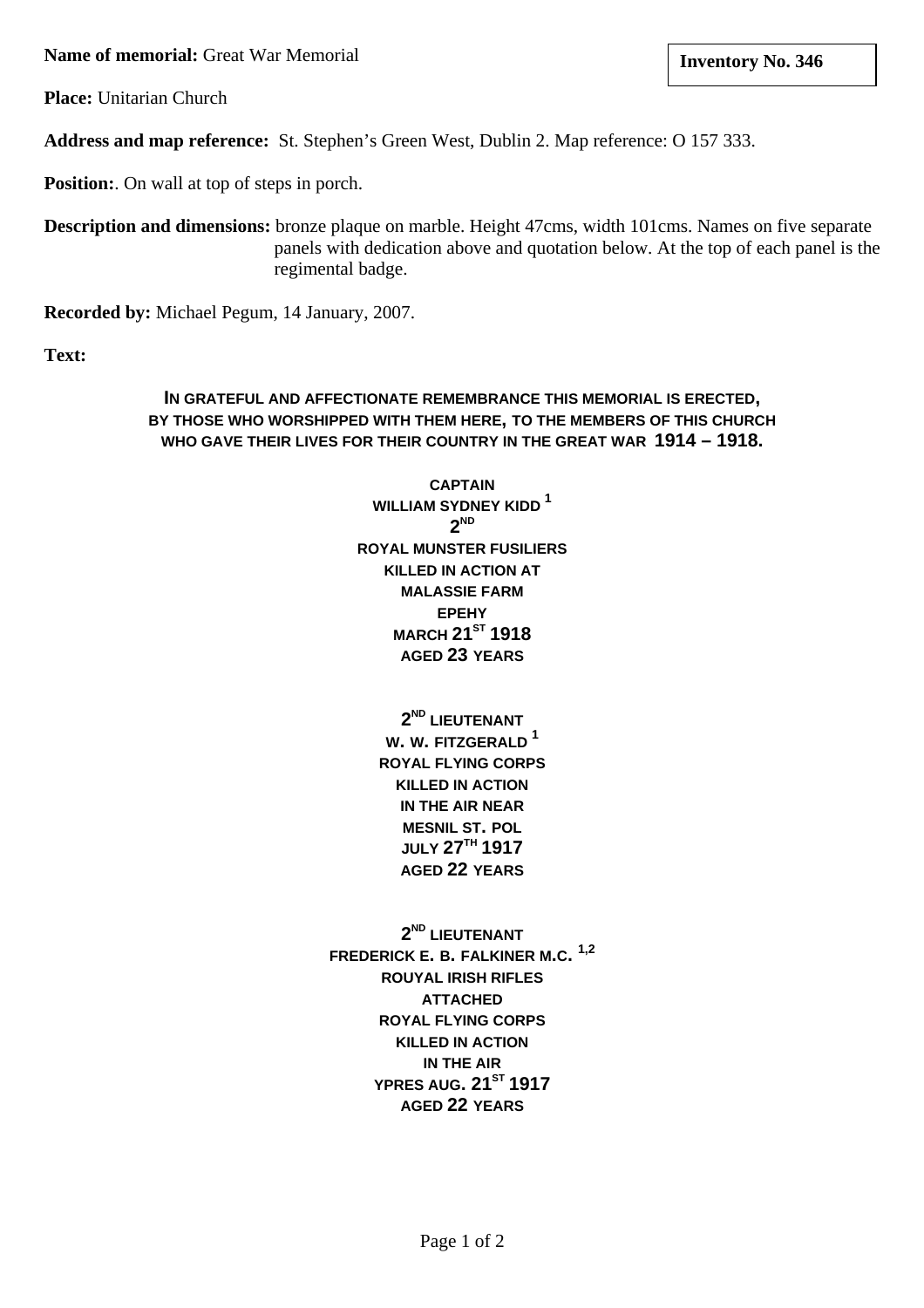**Name of memorial:** Great War Memorial

**Inventory No. 346**

**Place:** Unitarian Church

**Address and map reference:** St. Stephen's Green West, Dublin 2. Map reference: O 157 333.

**Position:**. On wall at top of steps in porch.

**Description and dimensions:** bronze plaque on marble. Height 47cms, width 101cms. Names on five separate panels with dedication above and quotation below. At the top of each panel is the regimental badge.

**Recorded by:** Michael Pegum, 14 January, 2007.

**Text:**

IN GRATEFUL AND AFFECTIONATE REMEMBRANCE THIS MEMORIAL IS ERECTED,
BY THOSE WHO WORSHIPPED WITH THEM HERE, TO THE MEMBERS OF THIS CHURCH
WHO GAVE THEIR LIVES FOR THEIR COUNTRY IN THE GREAT WAR 1914 – 1918.

CAPTAIN
WILLIAM SYDNEY KIDD [1]
2ND
ROYAL MUNSTER FUSILIERS
KILLED IN ACTION AT
MALASSIE FARM
EPEHY
MARCH 21ST 1918
AGED 23 YEARS

2ND LIEUTENANT
W. W. FITZGERALD [1]
ROYAL FLYING CORPS
KILLED IN ACTION
IN THE AIR NEAR
MESNIL ST. POL
JULY 27TH 1917
AGED 22 YEARS

2ND LIEUTENANT
FREDERICK E. B. FALKINER M.C. [1,2]
ROUYAL IRISH RIFLES
ATTACHED
ROYAL FLYING CORPS
KILLED IN ACTION
IN THE AIR
YPRES AUG. 21ST 1917
AGED 22 YEARS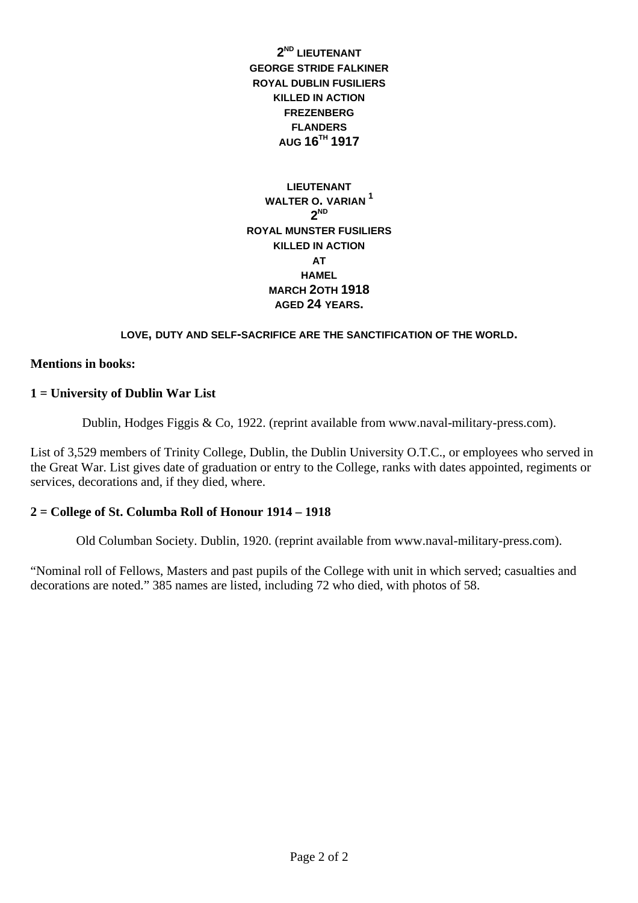2ND LIEUTENANT
GEORGE STRIDE FALKINER
ROYAL DUBLIN FUSILIERS
KILLED IN ACTION
FREZENBERG
FLANDERS
AUG 16TH 1917

LIEUTENANT
WALTER O. VARIAN [1]
2ND
ROYAL MUNSTER FUSILIERS
KILLED IN ACTION
AT
HAMEL
MARCH 2OTH 1918
AGED 24 YEARS.

LOVE, DUTY AND SELF-SACRIFICE ARE THE SANCTIFICATION OF THE WORLD.

**Mentions in books:**

**1 = University of Dublin War List**

Dublin, Hodges Figgis & Co, 1922. (reprint available from www.naval-military-press.com).

List of 3,529 members of Trinity College, Dublin, the Dublin University O.T.C., or employees who served in the Great War. List gives date of graduation or entry to the College, ranks with dates appointed, regiments or services, decorations and, if they died, where.

**2 = College of St. Columba Roll of Honour 1914 – 1918**

Old Columban Society. Dublin, 1920. (reprint available from www.naval-military-press.com).

"Nominal roll of Fellows, Masters and past pupils of the College with unit in which served; casualties and decorations are noted." 385 names are listed, including 72 who died, with photos of 58.